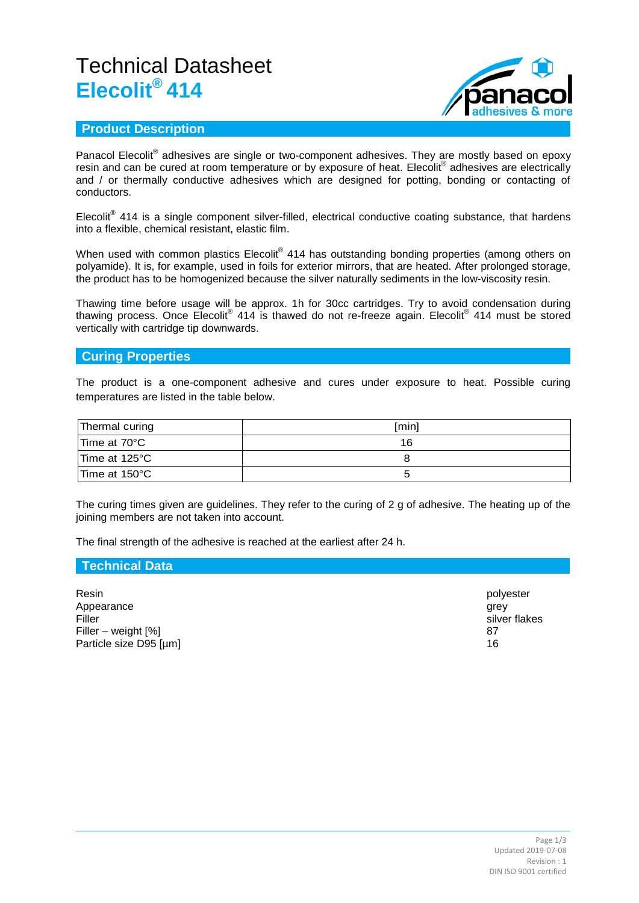# Technical Datasheet
# Elecolit® 414

## Product Description

Panacol Elecolit® adhesives are single or two-component adhesives. They are mostly based on epoxy resin and can be cured at room temperature or by exposure of heat. Elecolit® adhesives are electrically and / or thermally conductive adhesives which are designed for potting, bonding or contacting of conductors.

Elecolit® 414 is a single component silver-filled, electrical conductive coating substance, that hardens into a flexible, chemical resistant, elastic film.

When used with common plastics Elecolit® 414 has outstanding bonding properties (among others on polyamide). It is, for example, used in foils for exterior mirrors, that are heated. After prolonged storage, the product has to be homogenized because the silver naturally sediments in the low-viscosity resin.

Thawing time before usage will be approx. 1h for 30cc cartridges. Try to avoid condensation during thawing process. Once Elecolit® 414 is thawed do not re-freeze again. Elecolit® 414 must be stored vertically with cartridge tip downwards.

## Curing Properties

The product is a one-component adhesive and cures under exposure to heat. Possible curing temperatures are listed in the table below.

| Thermal curing | [min] |
|---|---|
| Time at 70°C | 16 |
| Time at 125°C | 8 |
| Time at 150°C | 5 |

The curing times given are guidelines. They refer to the curing of 2 g of adhesive. The heating up of the joining members are not taken into account.

The final strength of the adhesive is reached at the earliest after 24 h.

## Technical Data

| | |
|---|---|
| Resin | polyester |
| Appearance | grey |
| Filler | silver flakes |
| Filler – weight [%] | 87 |
| Particle size D95 [µm] | 16 |

Updated 2019-07-08
Revision : 1
DIN ISO 9001 certified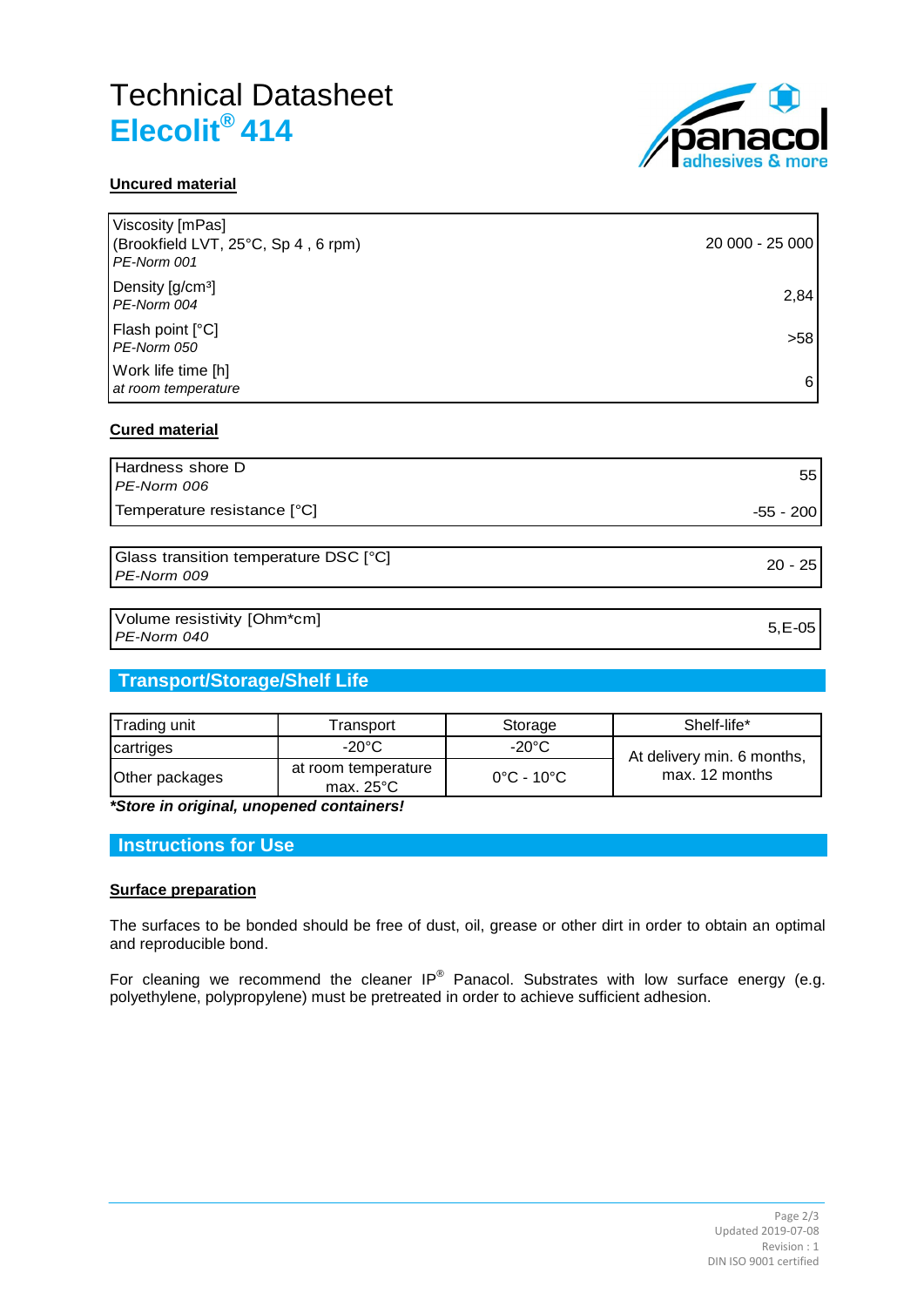# Technical Datasheet

## Elecolit® 414

### Uncured material

| Property | Value |
|---|---|
| Viscosity [mPas] (Brookfield LVT, 25°C, Sp 4 , 6 rpm) *PE-Norm 001* | 20 000 - 25 000 |
| Density [g/cm³] *PE-Norm 004* | 2,84 |
| Flash point [°C] *PE-Norm 050* | >58 |
| Work life time [h] *at room temperature* | 6 |

### Cured material

| Property | Value |
|---|---|
| Hardness shore D *PE-Norm 006* | 55 |
| Temperature resistance [°C] | -55 - 200 |

| Property | Value |
|---|---|
| Glass transition temperature DSC [°C] *PE-Norm 009* | 20 - 25 |

| Property | Value |
|---|---|
| Volume resistivity [Ohm*cm] *PE-Norm 040* | 5,E-05 |

## Transport/Storage/Shelf Life

| Trading unit | Transport | Storage | Shelf-life* |
|---|---|---|---|
| cartridges | -20°C | -20°C | At delivery min. 6 months, max. 12 months |
| Other packages | at room temperature max. 25°C | 0°C - 10°C | |

***Store in original, unopened containers!***

## Instructions for Use

### Surface preparation

The surfaces to be bonded should be free of dust, oil, grease or other dirt in order to obtain an optimal and reproducible bond.

For cleaning we recommend the cleaner IP® Panacol. Substrates with low surface energy (e.g. polyethylene, polypropylene) must be pretreated in order to achieve sufficient adhesion.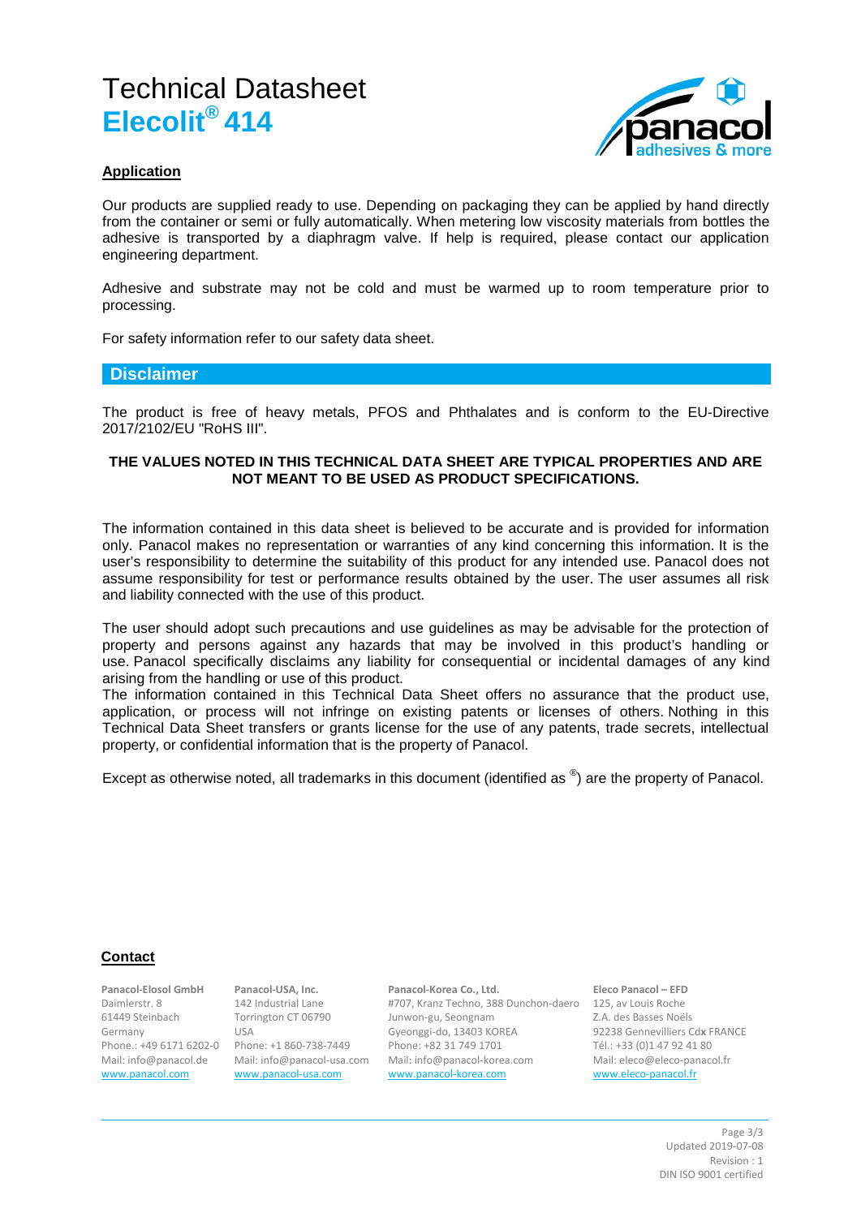# Technical Datasheet
# Elecolit® 414

## Application

Our products are supplied ready to use. Depending on packaging they can be applied by hand directly from the container or semi or fully automatically. When metering low viscosity materials from bottles the adhesive is transported by a diaphragm valve. If help is required, please contact our application engineering department.

Adhesive and substrate may not be cold and must be warmed up to room temperature prior to processing.

For safety information refer to our safety data sheet.

## Disclaimer

The product is free of heavy metals, PFOS and Phthalates and is conform to the EU-Directive 2017/2102/EU "RoHS III".

**THE VALUES NOTED IN THIS TECHNICAL DATA SHEET ARE TYPICAL PROPERTIES AND ARE NOT MEANT TO BE USED AS PRODUCT SPECIFICATIONS.**

The information contained in this data sheet is believed to be accurate and is provided for information only. Panacol makes no representation or warranties of any kind concerning this information. It is the user's responsibility to determine the suitability of this product for any intended use. Panacol does not assume responsibility for test or performance results obtained by the user. The user assumes all risk and liability connected with the use of this product.

The user should adopt such precautions and use guidelines as may be advisable for the protection of property and persons against any hazards that may be involved in this product's handling or use. Panacol specifically disclaims any liability for consequential or incidental damages of any kind arising from the handling or use of this product.
The information contained in this Technical Data Sheet offers no assurance that the product use, application, or process will not infringe on existing patents or licenses of others. Nothing in this Technical Data Sheet transfers or grants license for the use of any patents, trade secrets, intellectual property, or confidential information that is the property of Panacol.

Except as otherwise noted, all trademarks in this document (identified as ®) are the property of Panacol.

## Contact

**Panacol-Elosol GmbH**
Daimlerstr. 8
61449 Steinbach
Germany
Phone.: +49 6171 6202-0
Mail: info@panacol.de
www.panacol.com

**Panacol-USA, Inc.**
142 Industrial Lane
Torrington CT 06790
USA
Phone: +1 860-738-7449
Mail: info@panacol-usa.com
www.panacol-usa.com

**Panacol-Korea Co., Ltd.**
#707, Kranz Techno, 388 Dunchon-daero
Junwon-gu, Seongnam
Gyeonggi-do, 13403 KOREA
Phone: +82 31 749 1701
Mail: info@panacol-korea.com
www.panacol-korea.com

**Eleco Panacol – EFD**
125, av Louis Roche
Z.A. des Basses Noëls
92238 Gennevilliers Cdx FRANCE
Tél.: +33 (0)1 47 92 41 80
Mail: eleco@eleco-panacol.fr
www.eleco-panacol.fr

Updated 2019-07-08
Revision : 1
DIN ISO 9001 certified